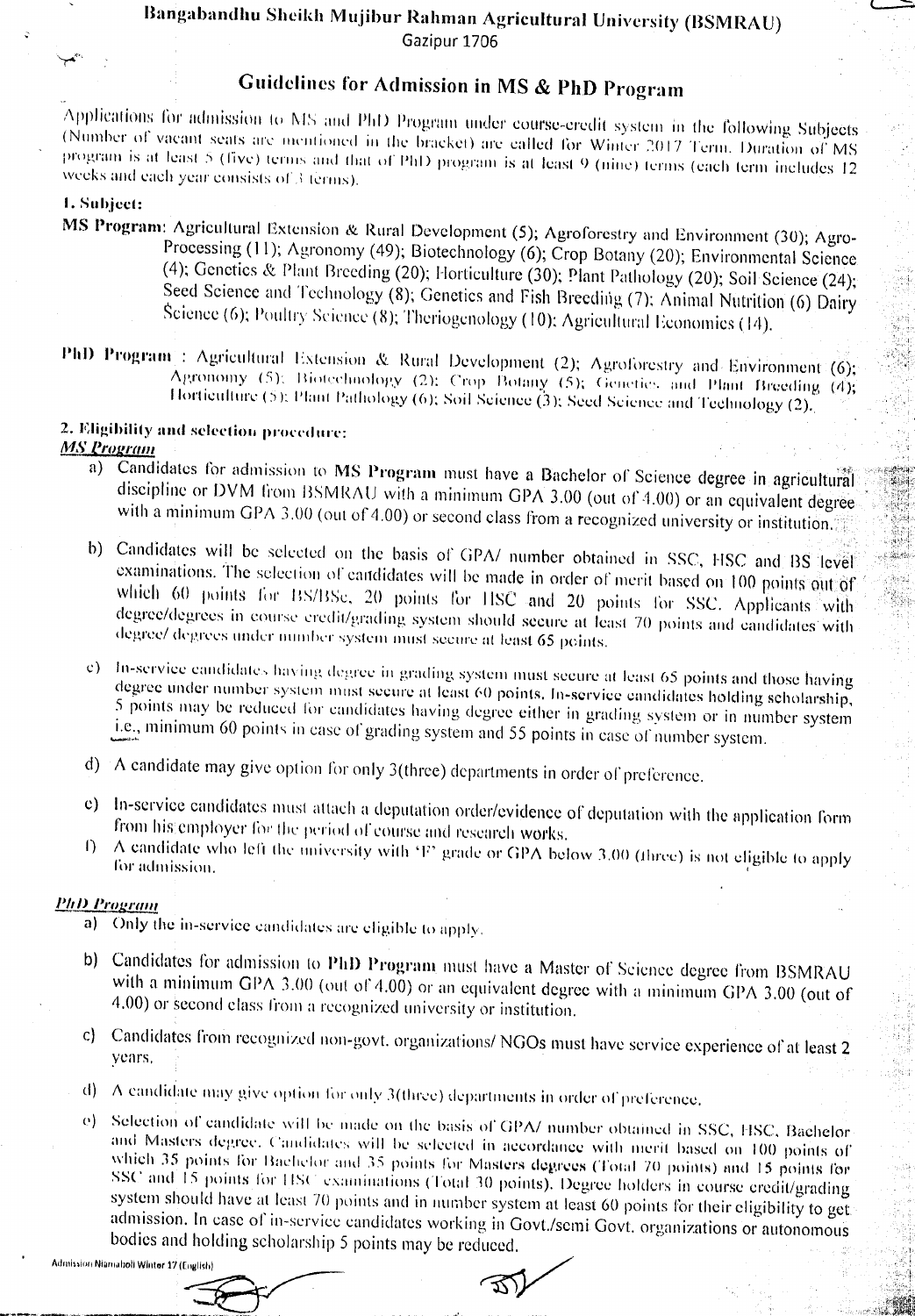# Bangabandhu Sheikh Mujibur Rahman Agricultural University (BSMRAU)

Gazipur 1706

## Guidelines for Admission in MS & PhD Program

Applications for admission to MS and PhD Program under course-credit system in the following Subjects (Number of vacant seats are mentioned in the bracket) are called for Winter 2017 Term. Duration of MS program is at least 5 (five) terms and that of PhD program is at least 9 (nine) terms (each term includes 12 weeks and each year consists of 3 terms).

### 1. Subject:

**MS Program:** Agricultural Extension & Rural Development (5); Agroforestry and Environment (30); Agro-Processing (11); Agronomy (49); Biotechnology (6); Crop Botany (20); Environmental Science (4); Genetics & Plant Breeding (20); Horticulture (30); Plant Pathology (20); Soil Science (24); Seed Science and Technology (8); Genetics and Fish Breeding (7); Animal Nutrition (6) Dairy Science (6); Poultry Science (8); Theriogenology (10); Agricultural Economics (14).

**PhD Program** : Agricultural Extension & Rural Development (2); Agroforestry and Environment (6); Agronomy (5); Biotechnology (2); Crop Botany (5); Genetics and Plant Breeding (4); Horticulture (5); Plant Pathology (6); Soil Science (3); Seed Science and Technology (2).

### 2. Eligibility and selection procedure:

***MS Program***

a) Candidates for admission to **MS Program** must have a Bachelor of Science degree in agricultural discipline or DVM from BSMRAU with a minimum GPA 3.00 (out of 4.00) or an equivalent degree with a minimum GPA 3.00 (out of 4.00) or second class from a recognized university or institution.

b) Candidates will be selected on the basis of GPA/ number obtained in SSC, HSC and BS level examinations. The selection of candidates will be made in order of merit based on 100 points out of which 60 points for BS/BSc, 20 points for HSC and 20 points for SSC. Applicants with degree/degrees in course credit/grading system should secure at least 70 points and candidates with degree/ degrees under number system must secure at least 65 points.

c) In-service candidates having degree in grading system must secure at least 65 points and those having degree under number system must secure at least 60 points. In-service candidates holding scholarship, 5 points may be reduced for candidates having degree either in grading system or in number system i.e., minimum 60 points in case of grading system and 55 points in case of number system.

d) A candidate may give option for only 3(three) departments in order of preference.

e) In-service candidates must attach a deputation order/evidence of deputation with the application form from his employer for the period of course and research works.

f) A candidate who left the university with 'F' grade or GPA below 3.00 (three) is not eligible to apply for admission.

***PhD Program***

a) Only the in-service candidates are eligible to apply.

b) Candidates for admission to **PhD Program** must have a Master of Science degree from BSMRAU with a minimum GPA 3.00 (out of 4.00) or an equivalent degree with a minimum GPA 3.00 (out of 4.00) or second class from a recognized university or institution.

c) Candidates from recognized non-govt. organizations/ NGOs must have service experience of at least 2 years.

d) A candidate may give option for only 3(three) departments in order of preference.

e) Selection of candidate will be made on the basis of GPA/ number obtained in SSC, HSC, Bachelor and Masters degree. Candidates will be selected in accordance with merit based on 100 points of which 35 points for Bachelor and 35 points for Masters degrees (Total 70 points) and 15 points for SSC and 15 points for HSC examinations (Total 30 points). Degree holders in course credit/grading system should have at least 70 points and in number system at least 60 points for their eligibility to get admission. In case of in-service candidates working in Govt./semi Govt. organizations or autonomous bodies and holding scholarship 5 points may be reduced.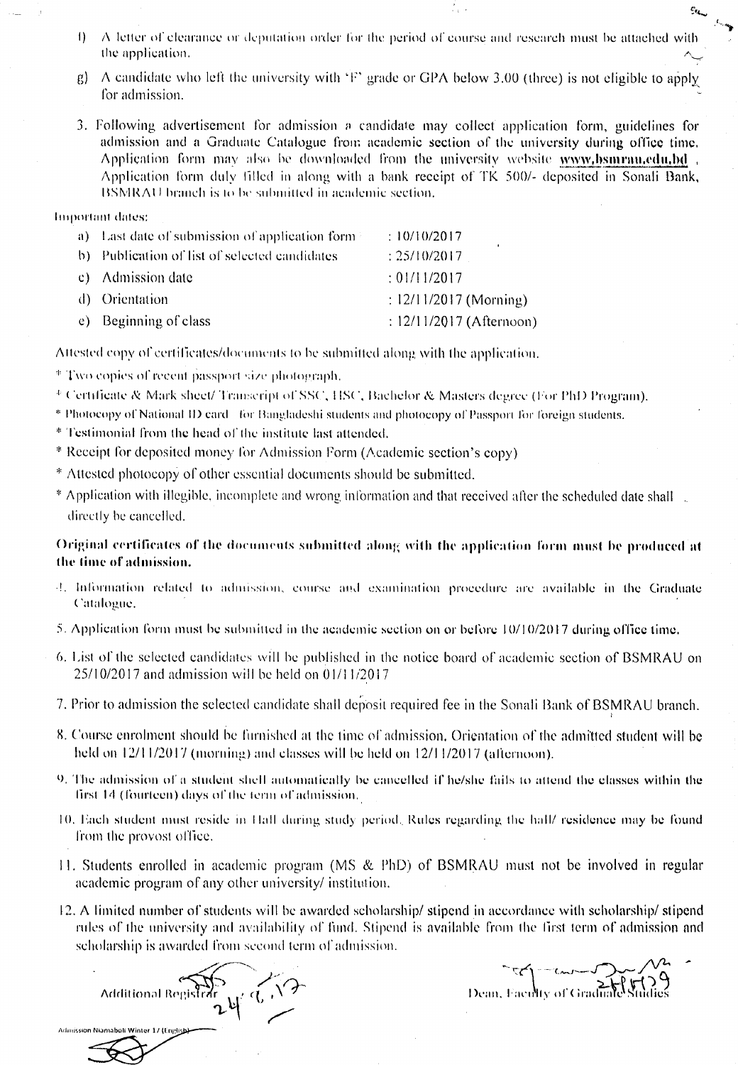f) A letter of clearance or deputation order for the period of course and research must be attached with the application.

g) A candidate who left the university with 'F' grade or GPA below 3.00 (three) is not eligible to apply for admission.

3. Following advertisement for admission a candidate may collect application form, guidelines for admission and a Graduate Catalogue from academic section of the university during office time. Application form may also be downloaded from the university website **www.bsmrau.edu.bd** . Application form duly filled in along with a bank receipt of TK 500/- deposited in Sonali Bank, BSMRAU branch is to be submitted in academic section.

Important dates:

| | | |
|---|---|---|
| a) | Last date of submission of application form | : 10/10/2017 |
| b) | Publication of list of selected candidates | : 25/10/2017 |
| c) | Admission date | : 01/11/2017 |
| d) | Orientation | : 12/11/2017 (Morning) |
| e) | Beginning of class | : 12/11/2017 (Afternoon) |

Attested copy of certificates/documents to be submitted along with the application.

* Two copies of recent passport size photograph.
* Certificate & Mark sheet/ Transcript of SSC, HSC, Bachelor & Masters degree (For PhD Program).
* Photocopy of National ID card for Bangladeshi students and photocopy of Passport for foreign students.
* Testimonial from the head of the institute last attended.
* Receipt for deposited money for Admission Form (Academic section's copy)
* Attested photocopy of other essential documents should be submitted.
* Application with illegible, incomplete and wrong information and that received after the scheduled date shall directly be cancelled.

**Original certificates of the documents submitted along with the application form must be produced at the time of admission.**

4. Information related to admission, course and examination procedure are available in the Graduate Catalogue.

5. Application form must be submitted in the academic section on or before 10/10/2017 during office time.

6. List of the selected candidates will be published in the notice board of academic section of BSMRAU on 25/10/2017 and admission will be held on 01/11/2017

7. Prior to admission the selected candidate shall deposit required fee in the Sonali Bank of BSMRAU branch.

8. Course enrolment should be furnished at the time of admission. Orientation of the admitted student will be held on 12/11/2017 (morning) and classes will be held on 12/11/2017 (afternoon).

9. The admission of a student shell automatically be cancelled if he/she fails to attend the classes within the first 14 (fourteen) days of the term of admission.

10. Each student must reside in Hall during study period. Rules regarding the hall/ residence may be found from the provost office.

11. Students enrolled in academic program (MS & PhD) of BSMRAU must not be involved in regular academic program of any other university/ institution.

12. A limited number of students will be awarded scholarship/ stipend in accordance with scholarship/ stipend rules of the university and availability of fund. Stipend is available from the first term of admission and scholarship is awarded from second term of admission.

24.9.17

Additional Registrar

24.9.17

Dean, Faculty of Graduate Studies

Admission Niamaboli Winter 17 (English)